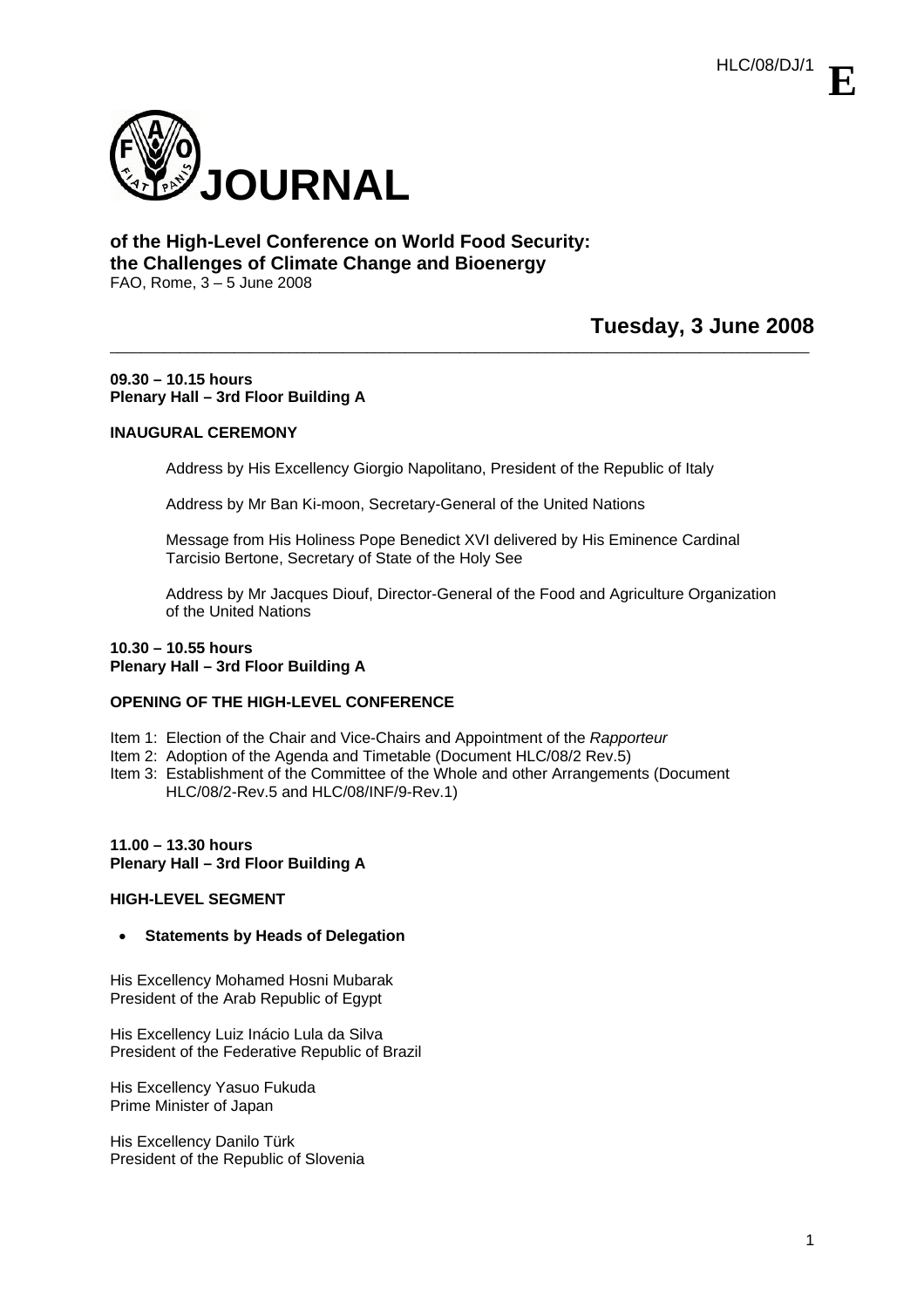HLC/08/DJ/1 **E**

# JOURNAL

**of the High-Level Conference on World Food Security: the Challenges of Climate Change and Bioenergy**
FAO, Rome, 3 – 5 June 2008

## Tuesday, 3 June 2008

---

**09.30 – 10.15 hours**
**Plenary Hall – 3rd Floor Building A**

**INAUGURAL CEREMONY**

Address by His Excellency Giorgio Napolitano, President of the Republic of Italy

Address by Mr Ban Ki-moon, Secretary-General of the United Nations

Message from His Holiness Pope Benedict XVI delivered by His Eminence Cardinal Tarcisio Bertone, Secretary of State of the Holy See

Address by Mr Jacques Diouf, Director-General of the Food and Agriculture Organization of the United Nations

**10.30 – 10.55 hours**
**Plenary Hall – 3rd Floor Building A**

**OPENING OF THE HIGH-LEVEL CONFERENCE**

Item 1: Election of the Chair and Vice-Chairs and Appointment of the *Rapporteur*
Item 2: Adoption of the Agenda and Timetable (Document HLC/08/2 Rev.5)
Item 3: Establishment of the Committee of the Whole and other Arrangements (Document HLC/08/2-Rev.5 and HLC/08/INF/9-Rev.1)

**11.00 – 13.30 hours**
**Plenary Hall – 3rd Floor Building A**

**HIGH-LEVEL SEGMENT**

- **Statements by Heads of Delegation**

His Excellency Mohamed Hosni Mubarak
President of the Arab Republic of Egypt

His Excellency Luiz Inácio Lula da Silva
President of the Federative Republic of Brazil

His Excellency Yasuo Fukuda
Prime Minister of Japan

His Excellency Danilo Türk
President of the Republic of Slovenia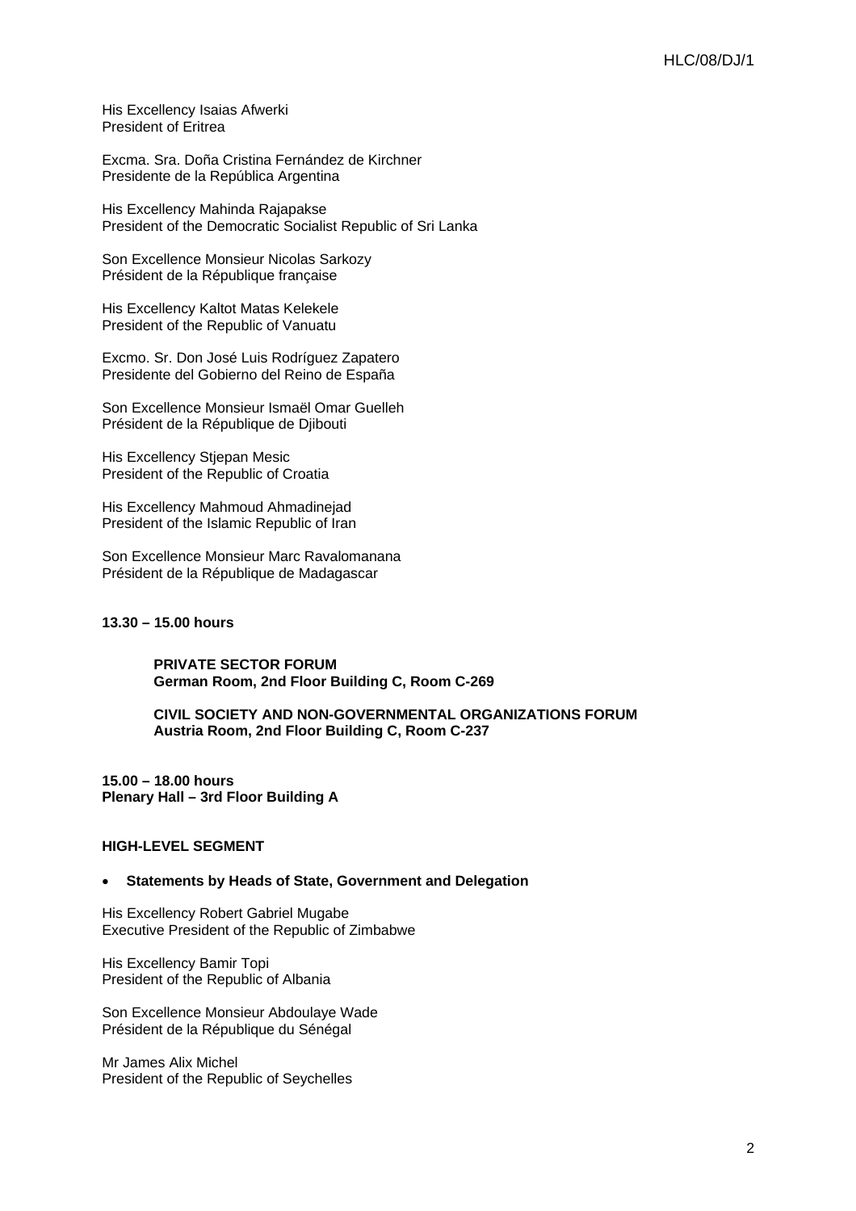His Excellency Isaias Afwerki
President of Eritrea

Excma. Sra. Doña Cristina Fernández de Kirchner
Presidente de la República Argentina

His Excellency Mahinda Rajapakse
President of the Democratic Socialist Republic of Sri Lanka

Son Excellence Monsieur Nicolas Sarkozy
Président de la République française

His Excellency Kaltot Matas Kelekele
President of the Republic of Vanuatu

Excmo. Sr. Don José Luis Rodríguez Zapatero
Presidente del Gobierno del Reino de España

Son Excellence Monsieur Ismaël Omar Guelleh
Président de la République de Djibouti

His Excellency Stjepan Mesic
President of the Republic of Croatia

His Excellency Mahmoud Ahmadinejad
President of the Islamic Republic of Iran

Son Excellence Monsieur Marc Ravalomanana
Président de la République de Madagascar

**13.30 – 15.00 hours**

**PRIVATE SECTOR FORUM**
**German Room, 2nd Floor Building C, Room C-269**

**CIVIL SOCIETY AND NON-GOVERNMENTAL ORGANIZATIONS FORUM**
**Austria Room, 2nd Floor Building C, Room C-237**

**15.00 – 18.00 hours**
**Plenary Hall – 3rd Floor Building A**

**HIGH-LEVEL SEGMENT**

- **Statements by Heads of State, Government and Delegation**

His Excellency Robert Gabriel Mugabe
Executive President of the Republic of Zimbabwe

His Excellency Bamir Topi
President of the Republic of Albania

Son Excellence Monsieur Abdoulaye Wade
Président de la République du Sénégal

Mr James Alix Michel
President of the Republic of Seychelles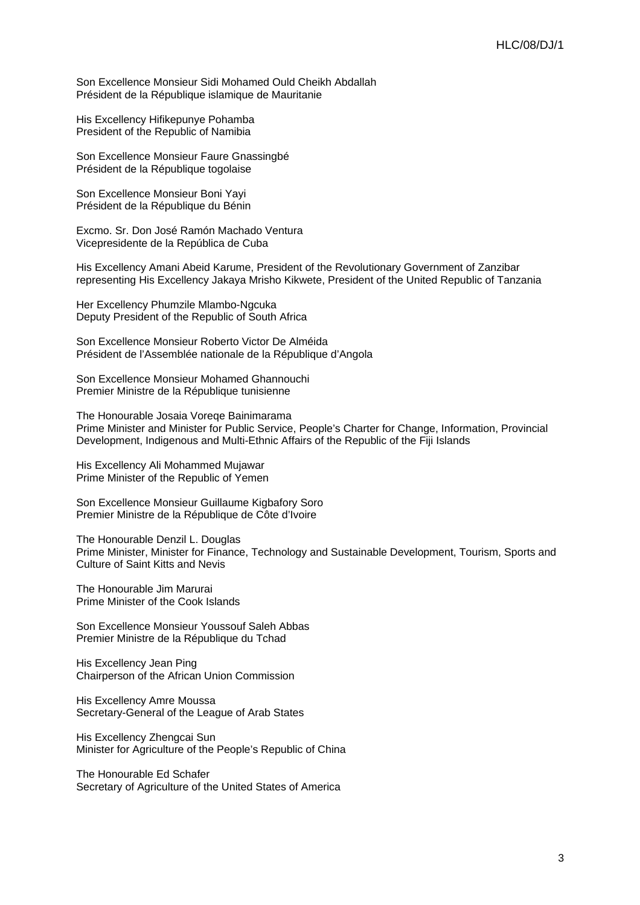Son Excellence Monsieur Sidi Mohamed Ould Cheikh Abdallah
Président de la République islamique de Mauritanie

His Excellency Hifikepunye Pohamba
President of the Republic of Namibia

Son Excellence Monsieur Faure Gnassingbé
Président de la République togolaise

Son Excellence Monsieur Boni Yayi
Président de la République du Bénin

Excmo. Sr. Don José Ramón Machado Ventura
Vicepresidente de la República de Cuba

His Excellency Amani Abeid Karume, President of the Revolutionary Government of Zanzibar representing His Excellency Jakaya Mrisho Kikwete, President of the United Republic of Tanzania

Her Excellency Phumzile Mlambo-Ngcuka
Deputy President of the Republic of South Africa

Son Excellence Monsieur Roberto Victor De Alméida
Président de l'Assemblée nationale de la République d'Angola

Son Excellence Monsieur Mohamed Ghannouchi
Premier Ministre de la République tunisienne

The Honourable Josaia Voreqe Bainimarama
Prime Minister and Minister for Public Service, People's Charter for Change, Information, Provincial Development, Indigenous and Multi-Ethnic Affairs of the Republic of the Fiji Islands

His Excellency Ali Mohammed Mujawar
Prime Minister of the Republic of Yemen

Son Excellence Monsieur Guillaume Kigbafory Soro
Premier Ministre de la République de Côte d'Ivoire

The Honourable Denzil L. Douglas
Prime Minister, Minister for Finance, Technology and Sustainable Development, Tourism, Sports and Culture of Saint Kitts and Nevis

The Honourable Jim Marurai
Prime Minister of the Cook Islands

Son Excellence Monsieur Youssouf Saleh Abbas
Premier Ministre de la République du Tchad

His Excellency Jean Ping
Chairperson of the African Union Commission

His Excellency Amre Moussa
Secretary-General of the League of Arab States

His Excellency Zhengcai Sun
Minister for Agriculture of the People's Republic of China

The Honourable Ed Schafer
Secretary of Agriculture of the United States of America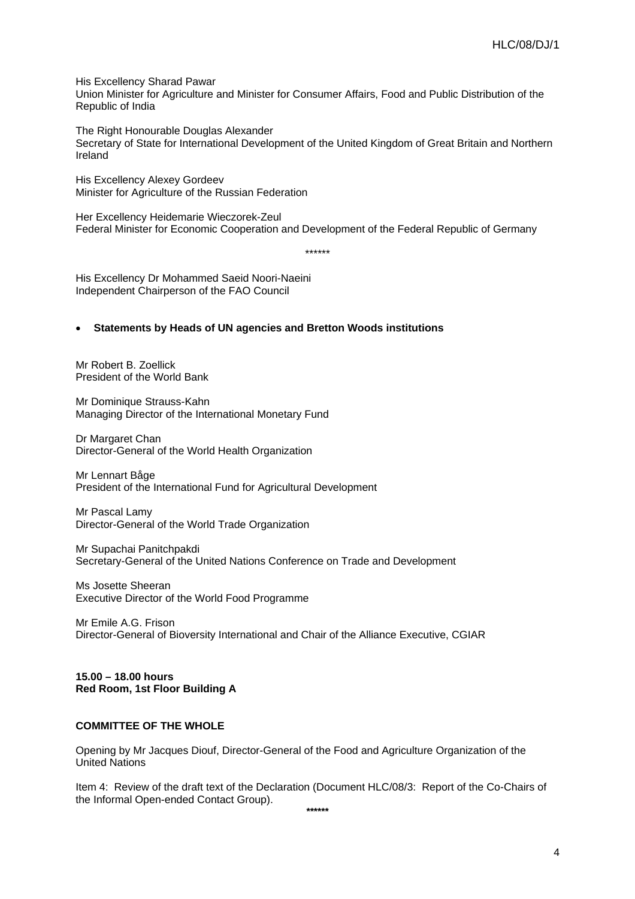His Excellency Sharad Pawar
Union Minister for Agriculture and Minister for Consumer Affairs, Food and Public Distribution of the Republic of India

The Right Honourable Douglas Alexander
Secretary of State for International Development of the United Kingdom of Great Britain and Northern Ireland

His Excellency Alexey Gordeev
Minister for Agriculture of the Russian Federation

Her Excellency Heidemarie Wieczorek-Zeul
Federal Minister for Economic Cooperation and Development of the Federal Republic of Germany

******

His Excellency Dr Mohammed Saeid Noori-Naeini
Independent Chairperson of the FAO Council

- **Statements by Heads of UN agencies and Bretton Woods institutions**

Mr Robert B. Zoellick
President of the World Bank

Mr Dominique Strauss-Kahn
Managing Director of the International Monetary Fund

Dr Margaret Chan
Director-General of the World Health Organization

Mr Lennart Båge
President of the International Fund for Agricultural Development

Mr Pascal Lamy
Director-General of the World Trade Organization

Mr Supachai Panitchpakdi
Secretary-General of the United Nations Conference on Trade and Development

Ms Josette Sheeran
Executive Director of the World Food Programme

Mr Emile A.G. Frison
Director-General of Bioversity International and Chair of the Alliance Executive, CGIAR

**15.00 – 18.00 hours**
**Red Room, 1st Floor Building A**

**COMMITTEE OF THE WHOLE**

Opening by Mr Jacques Diouf, Director-General of the Food and Agriculture Organization of the United Nations

Item 4: Review of the draft text of the Declaration (Document HLC/08/3: Report of the Co-Chairs of the Informal Open-ended Contact Group).

******